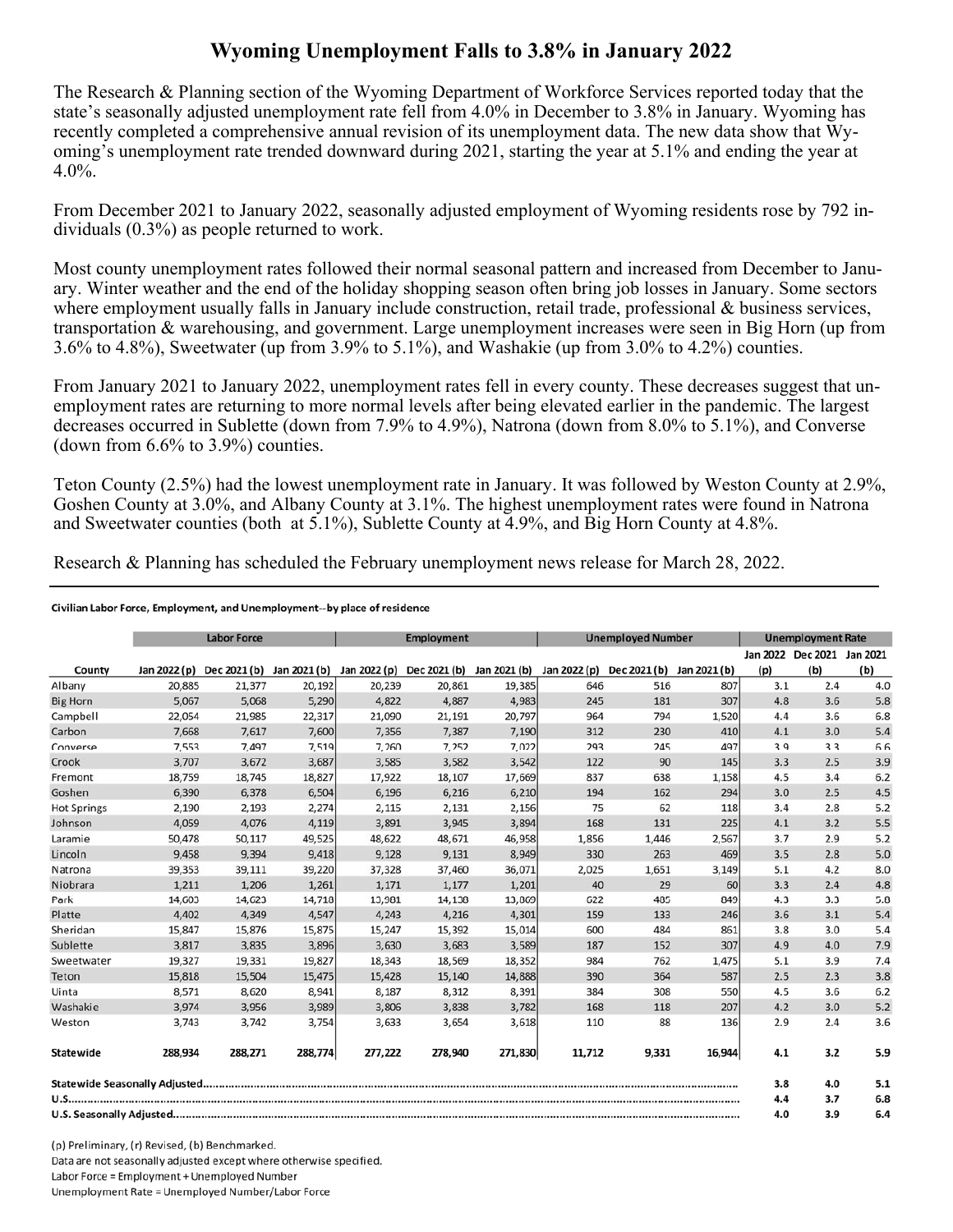# Wyoming Unemployment Falls to 3.8% in January 2022

The Research & Planning section of the Wyoming Department of Workforce Services reported today that the state's seasonally adjusted unemployment rate fell from 4.0% in December to 3.8% in January. Wyoming has recently completed a comprehensive annual revision of its unemployment data. The new data show that Wyoming's unemployment rate trended downward during 2021, starting the year at 5.1% and ending the year at 4.0%.

From December 2021 to January 2022, seasonally adjusted employment of Wyoming residents rose by 792 individuals (0.3%) as people returned to work.

Most county unemployment rates followed their normal seasonal pattern and increased from December to January. Winter weather and the end of the holiday shopping season often bring job losses in January. Some sectors where employment usually falls in January include construction, retail trade, professional & business services, transportation & warehousing, and government. Large unemployment increases were seen in Big Horn (up from 3.6% to 4.8%), Sweetwater (up from 3.9% to 5.1%), and Washakie (up from 3.0% to 4.2%) counties.

From January 2021 to January 2022, unemployment rates fell in every county. These decreases suggest that unemployment rates are returning to more normal levels after being elevated earlier in the pandemic. The largest decreases occurred in Sublette (down from 7.9% to 4.9%), Natrona (down from 8.0% to 5.1%), and Converse (down from 6.6% to 3.9%) counties.

Teton County (2.5%) had the lowest unemployment rate in January. It was followed by Weston County at 2.9%, Goshen County at 3.0%, and Albany County at 3.1%. The highest unemployment rates were found in Natrona and Sweetwater counties (both at 5.1%), Sublette County at 4.9%, and Big Horn County at 4.8%.

Research & Planning has scheduled the February unemployment news release for March 28, 2022.

**Civilian Labor Force, Employment, and Unemployment--by place of residence**

| | Labor Force | | | Employment | | | Unemployed Number | | | Unemployment Rate | | |
|---|---|---|---|---|---|---|---|---|---|---|---|---|
| County | Jan 2022 (p) | Dec 2021 (b) | Jan 2021 (b) | Jan 2022 (p) | Dec 2021 (b) | Jan 2021 (b) | Jan 2022 (p) | Dec 2021 (b) | Jan 2021 (b) | Jan 2022 (p) | Dec 2021 (b) | Jan 2021 (b) |
| Albany | 20,885 | 21,377 | 20,192 | 20,239 | 20,861 | 19,385 | 646 | 516 | 807 | 3.1 | 2.4 | 4.0 |
| Big Horn | 5,067 | 5,068 | 5,290 | 4,822 | 4,887 | 4,983 | 245 | 181 | 307 | 4.8 | 3.6 | 5.8 |
| Campbell | 22,054 | 21,985 | 22,317 | 21,090 | 21,191 | 20,797 | 964 | 794 | 1,520 | 4.4 | 3.6 | 6.8 |
| Carbon | 7,668 | 7,617 | 7,600 | 7,356 | 7,387 | 7,190 | 312 | 230 | 410 | 4.1 | 3.0 | 5.4 |
| Converse | 7,553 | 7,497 | 7,519 | 7,260 | 7,252 | 7,022 | 293 | 245 | 497 | 3.9 | 3.3 | 6.6 |
| Crook | 3,707 | 3,672 | 3,687 | 3,585 | 3,582 | 3,542 | 122 | 90 | 145 | 3.3 | 2.5 | 3.9 |
| Fremont | 18,759 | 18,745 | 18,827 | 17,922 | 18,107 | 17,669 | 837 | 638 | 1,158 | 4.5 | 3.4 | 6.2 |
| Goshen | 6,390 | 6,378 | 6,504 | 6,196 | 6,216 | 6,210 | 194 | 162 | 294 | 3.0 | 2.5 | 4.5 |
| Hot Springs | 2,190 | 2,193 | 2,274 | 2,115 | 2,131 | 2,156 | 75 | 62 | 118 | 3.4 | 2.8 | 5.2 |
| Johnson | 4,059 | 4,076 | 4,119 | 3,891 | 3,945 | 3,894 | 168 | 131 | 225 | 4.1 | 3.2 | 5.5 |
| Laramie | 50,478 | 50,117 | 49,525 | 48,622 | 48,671 | 46,958 | 1,856 | 1,446 | 2,567 | 3.7 | 2.9 | 5.2 |
| Lincoln | 9,458 | 9,394 | 9,418 | 9,128 | 9,131 | 8,949 | 330 | 263 | 469 | 3.5 | 2.8 | 5.0 |
| Natrona | 39,353 | 39,111 | 39,220 | 37,328 | 37,460 | 36,071 | 2,025 | 1,651 | 3,149 | 5.1 | 4.2 | 8.0 |
| Niobrara | 1,211 | 1,206 | 1,261 | 1,171 | 1,177 | 1,201 | 40 | 29 | 60 | 3.3 | 2.4 | 4.8 |
| Park | 14,603 | 14,623 | 14,718 | 13,981 | 14,138 | 13,869 | 622 | 485 | 849 | 4.3 | 3.3 | 5.8 |
| Platte | 4,402 | 4,349 | 4,547 | 4,243 | 4,216 | 4,301 | 159 | 133 | 246 | 3.6 | 3.1 | 5.4 |
| Sheridan | 15,847 | 15,876 | 15,875 | 15,247 | 15,392 | 15,014 | 600 | 484 | 861 | 3.8 | 3.0 | 5.4 |
| Sublette | 3,817 | 3,835 | 3,896 | 3,630 | 3,683 | 3,589 | 187 | 152 | 307 | 4.9 | 4.0 | 7.9 |
| Sweetwater | 19,327 | 19,331 | 19,827 | 18,343 | 18,569 | 18,352 | 984 | 762 | 1,475 | 5.1 | 3.9 | 7.4 |
| Teton | 15,818 | 15,504 | 15,475 | 15,428 | 15,140 | 14,888 | 390 | 364 | 587 | 2.5 | 2.3 | 3.8 |
| Uinta | 8,571 | 8,620 | 8,941 | 8,187 | 8,312 | 8,391 | 384 | 308 | 550 | 4.5 | 3.6 | 6.2 |
| Washakie | 3,974 | 3,956 | 3,989 | 3,806 | 3,838 | 3,782 | 168 | 118 | 207 | 4.2 | 3.0 | 5.2 |
| Weston | 3,743 | 3,742 | 3,754 | 3,633 | 3,654 | 3,618 | 110 | 88 | 136 | 2.9 | 2.4 | 3.6 |
| **Statewide** | **288,934** | **288,271** | **288,774** | **277,222** | **278,940** | **271,830** | **11,712** | **9,331** | **16,944** | **4.1** | **3.2** | **5.9** |
| **Statewide Seasonally Adjusted** | | | | | | | | | | **3.8** | **4.0** | **5.1** |
| **U.S.** | | | | | | | | | | **4.4** | **3.7** | **6.8** |
| **U.S. Seasonally Adjusted** | | | | | | | | | | **4.0** | **3.9** | **6.4** |

(p) Preliminary, (r) Revised, (b) Benchmarked.

Data are not seasonally adjusted except where otherwise specified.

Labor Force = Employment + Unemployed Number

Unemployment Rate = Unemployed Number/Labor Force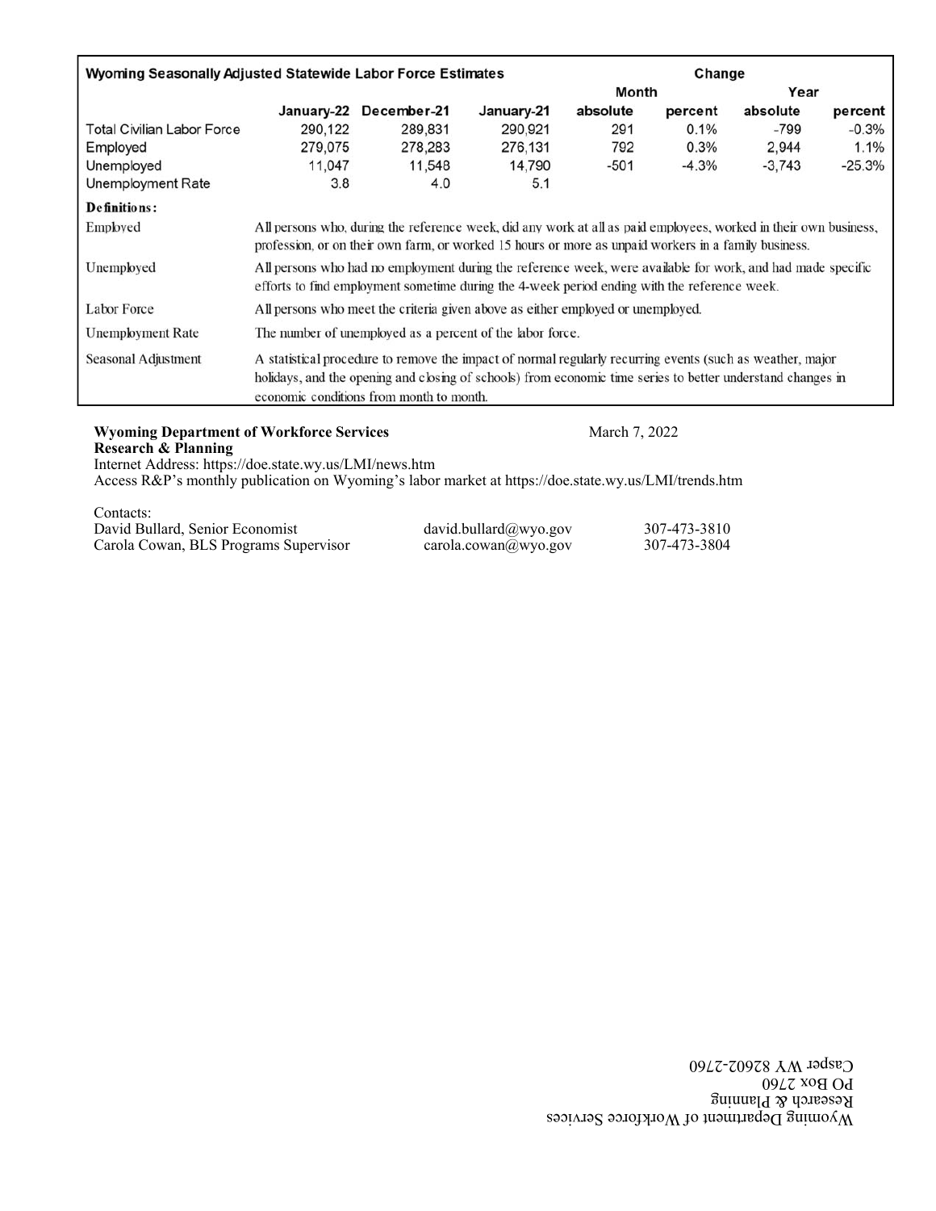| Wyoming Seasonally Adjusted Statewide Labor Force Estimates | | | | Change | | | |
|---|---|---|---|---|---|---|---|
| | | | | Month | | Year | |
| | January-22 | December-21 | January-21 | absolute | percent | absolute | percent |
| Total Civilian Labor Force | 290,122 | 289,831 | 290,921 | 291 | 0.1% | -799 | -0.3% |
| Employed | 279,075 | 278,283 | 276,131 | 792 | 0.3% | 2,944 | 1.1% |
| Unemployed | 11,047 | 11,548 | 14,790 | -501 | -4.3% | -3,743 | -25.3% |
| Unemployment Rate | 3.8 | 4.0 | 5.1 | | | | |

**Definitions:**

| | |
|---|---|
| Employed | All persons who, during the reference week, did any work at all as paid employees, worked in their own business, profession, or on their own farm, or worked 15 hours or more as unpaid workers in a family business. |
| Unemployed | All persons who had no employment during the reference week, were available for work, and had made specific efforts to find employment sometime during the 4-week period ending with the reference week. |
| Labor Force | All persons who meet the criteria given above as either employed or unemployed. |
| Unemployment Rate | The number of unemployed as a percent of the labor force. |
| Seasonal Adjustment | A statistical procedure to remove the impact of normal regularly recurring events (such as weather, major holidays, and the opening and closing of schools) from economic time series to better understand changes in economic conditions from month to month. |

**Wyoming Department of Workforce Services**
**Research & Planning**

March 7, 2022

Internet Address: https://doe.state.wy.us/LMI/news.htm
Access R&P's monthly publication on Wyoming's labor market at https://doe.state.wy.us/LMI/trends.htm

Contacts:

| | | |
|---|---|---|
| David Bullard, Senior Economist | david.bullard@wyo.gov | 307-473-3810 |
| Carola Cowan, BLS Programs Supervisor | carola.cowan@wyo.gov | 307-473-3804 |

Wyoming Department of Workforce Services
Research & Planning
PO Box 2760
Casper WY 82602-2760